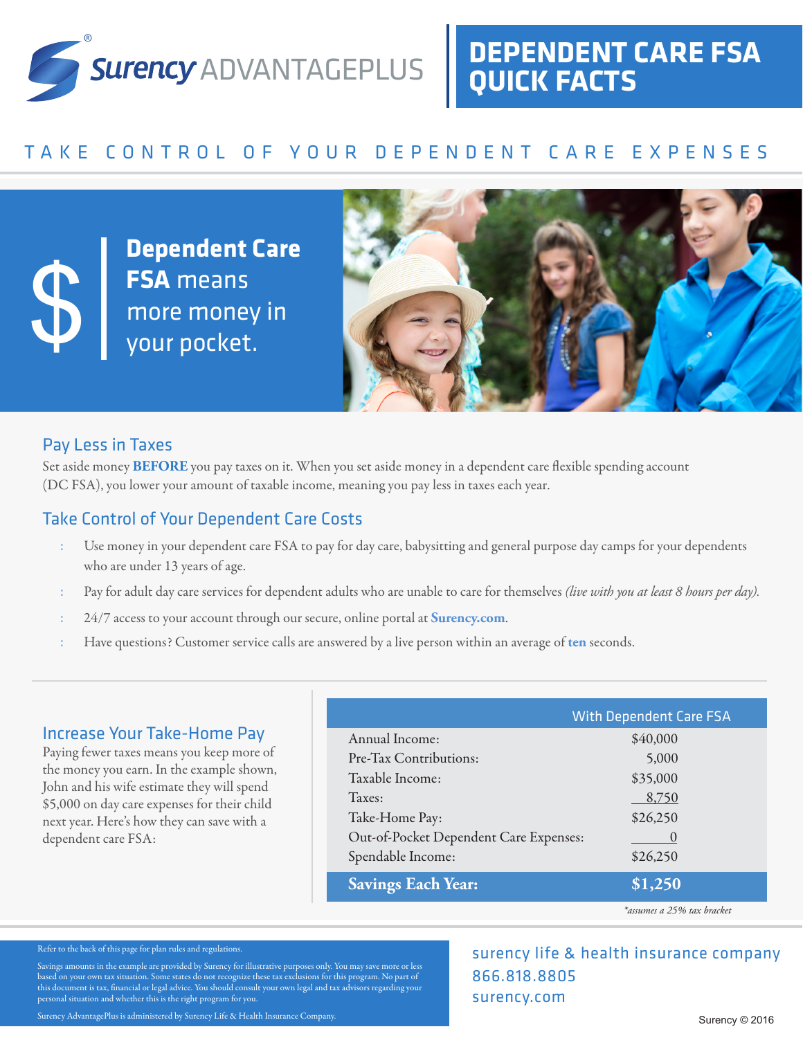Surency ADVANTAGEPLUS

# DEPENDENT CARE FSA QUICK FACTS

## TAKE CONTROL OF YOUR DEPENDENT CARE EXPENSES

$ | **Dependent Care FSA** means more money in your pocket.

### Pay Less in Taxes

Set aside money **BEFORE** you pay taxes on it. When you set aside money in a dependent care flexible spending account (DC FSA), you lower your amount of taxable income, meaning you pay less in taxes each year.

### Take Control of Your Dependent Care Costs

- Use money in your dependent care FSA to pay for day care, babysitting and general purpose day camps for your dependents who are under 13 years of age.
- Pay for adult day care services for dependent adults who are unable to care for themselves *(live with you at least 8 hours per day).*
- 24/7 access to your account through our secure, online portal at **Surency.com**.
- Have questions? Customer service calls are answered by a live person within an average of **ten** seconds.

### Increase Your Take-Home Pay

Paying fewer taxes means you keep more of the money you earn. In the example shown, John and his wife estimate they will spend $5,000 on day care expenses for their child next year. Here's how they can save with a dependent care FSA:

| | With Dependent Care FSA |
|---|---|
| Annual Income: | $40,000 |
| Pre-Tax Contributions: | 5,000 |
| Taxable Income: | $35,000 |
| Taxes: | 8,750 |
| Take-Home Pay: | $26,250 |
| Out-of-Pocket Dependent Care Expenses: | 0 |
| Spendable Income: | $26,250 |
| **Savings Each Year:** | **$1,250** |

*\*assumes a 25% tax bracket*

Refer to the back of this page for plan rules and regulations.

Savings amounts in the example are provided by Surency for illustrative purposes only. You may save more or less based on your own tax situation. Some states do not recognize these tax exclusions for this program. No part of this document is tax, financial or legal advice. You should consult your own legal and tax advisors regarding your personal situation and whether this is the right program for you.

Surency AdvantagePlus is administered by Surency Life & Health Insurance Company.

surency life & health insurance company
866.818.8805
surency.com

Surency © 2016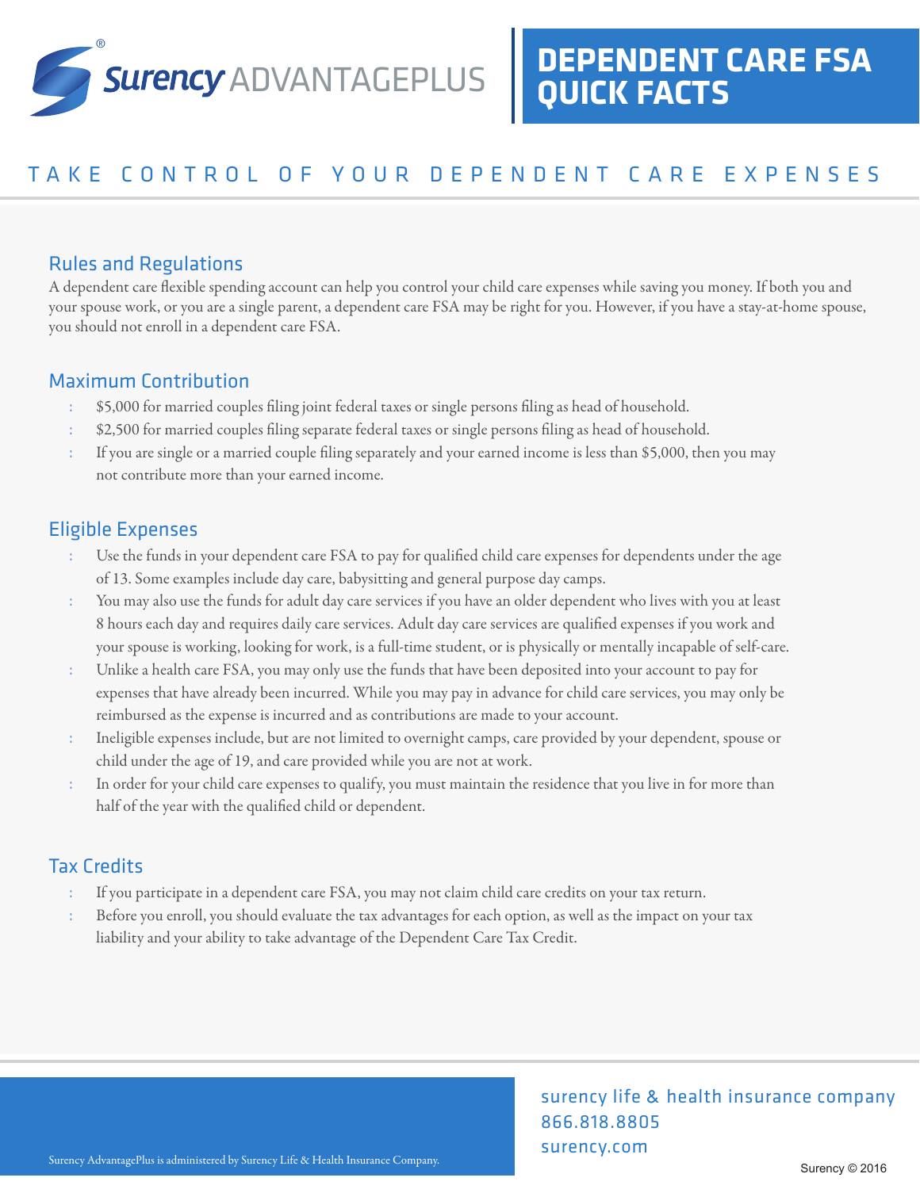Surency® ADVANTAGEPLUS

# DEPENDENT CARE FSA QUICK FACTS

## TAKE CONTROL OF YOUR DEPENDENT CARE EXPENSES

### Rules and Regulations

A dependent care flexible spending account can help you control your child care expenses while saving you money. If both you and your spouse work, or you are a single parent, a dependent care FSA may be right for you. However, if you have a stay-at-home spouse, you should not enroll in a dependent care FSA.

### Maximum Contribution

- $5,000 for married couples filing joint federal taxes or single persons filing as head of household.
- $2,500 for married couples filing separate federal taxes or single persons filing as head of household.
- If you are single or a married couple filing separately and your earned income is less than $5,000, then you may not contribute more than your earned income.

### Eligible Expenses

- Use the funds in your dependent care FSA to pay for qualified child care expenses for dependents under the age of 13. Some examples include day care, babysitting and general purpose day camps.
- You may also use the funds for adult day care services if you have an older dependent who lives with you at least 8 hours each day and requires daily care services. Adult day care services are qualified expenses if you work and your spouse is working, looking for work, is a full-time student, or is physically or mentally incapable of self-care.
- Unlike a health care FSA, you may only use the funds that have been deposited into your account to pay for expenses that have already been incurred. While you may pay in advance for child care services, you may only be reimbursed as the expense is incurred and as contributions are made to your account.
- Ineligible expenses include, but are not limited to overnight camps, care provided by your dependent, spouse or child under the age of 19, and care provided while you are not at work.
- In order for your child care expenses to qualify, you must maintain the residence that you live in for more than half of the year with the qualified child or dependent.

### Tax Credits

- If you participate in a dependent care FSA, you may not claim child care credits on your tax return.
- Before you enroll, you should evaluate the tax advantages for each option, as well as the impact on your tax liability and your ability to take advantage of the Dependent Care Tax Credit.

Surency AdvantagePlus is administered by Surency Life & Health Insurance Company.

surency life & health insurance company
866.818.8805
surency.com

Surency © 2016